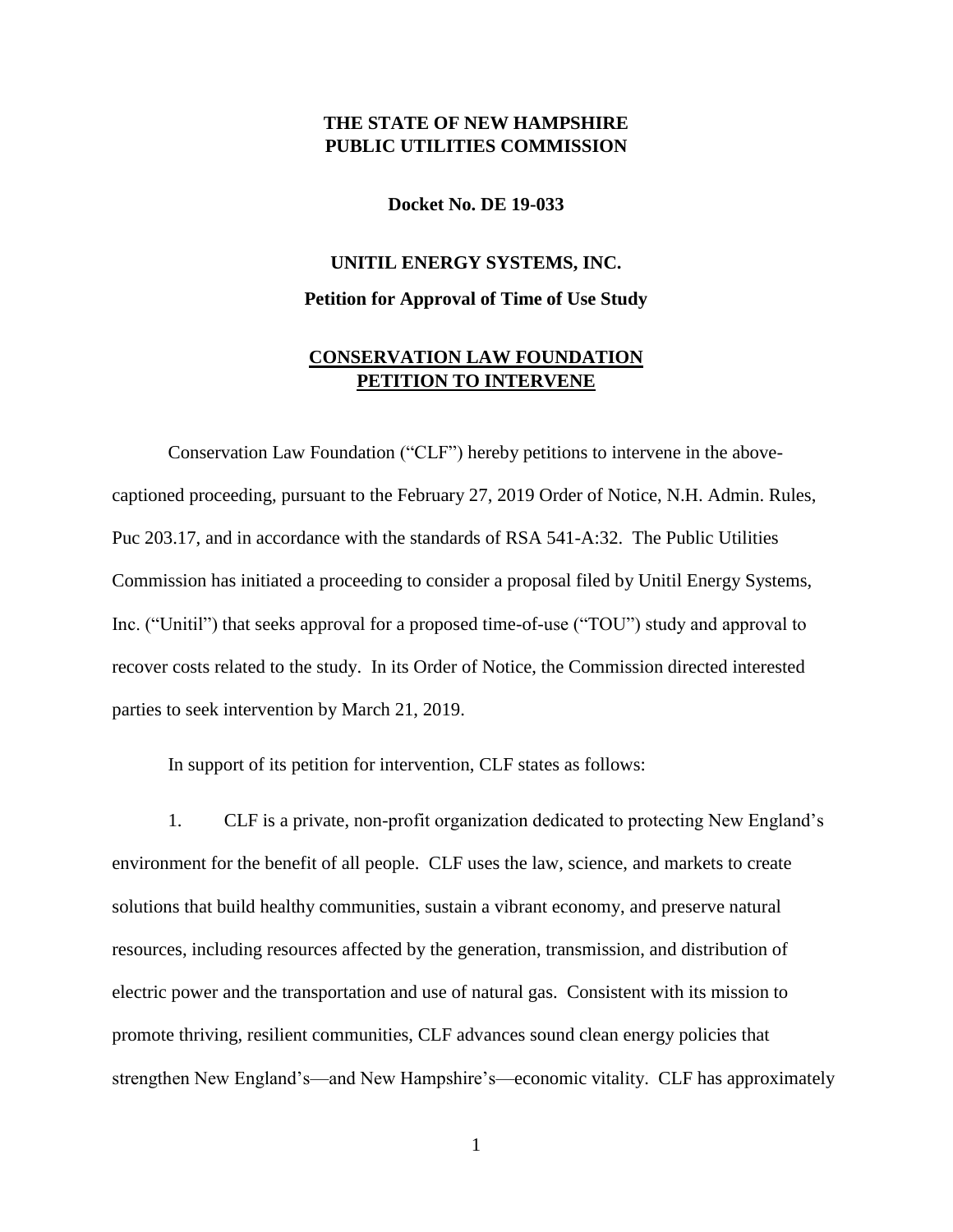**THE STATE OF NEW HAMPSHIRE**
**PUBLIC UTILITIES COMMISSION**

**Docket No. DE 19-033**

**UNITIL ENERGY SYSTEMS, INC.**

**Petition for Approval of Time of Use Study**

**CONSERVATION LAW FOUNDATION PETITION TO INTERVENE**

Conservation Law Foundation ("CLF") hereby petitions to intervene in the above-captioned proceeding, pursuant to the February 27, 2019 Order of Notice, N.H. Admin. Rules, Puc 203.17, and in accordance with the standards of RSA 541-A:32. The Public Utilities Commission has initiated a proceeding to consider a proposal filed by Unitil Energy Systems, Inc. ("Unitil") that seeks approval for a proposed time-of-use ("TOU") study and approval to recover costs related to the study. In its Order of Notice, the Commission directed interested parties to seek intervention by March 21, 2019.

In support of its petition for intervention, CLF states as follows:

1. CLF is a private, non-profit organization dedicated to protecting New England's environment for the benefit of all people. CLF uses the law, science, and markets to create solutions that build healthy communities, sustain a vibrant economy, and preserve natural resources, including resources affected by the generation, transmission, and distribution of electric power and the transportation and use of natural gas. Consistent with its mission to promote thriving, resilient communities, CLF advances sound clean energy policies that strengthen New England's—and New Hampshire's—economic vitality. CLF has approximately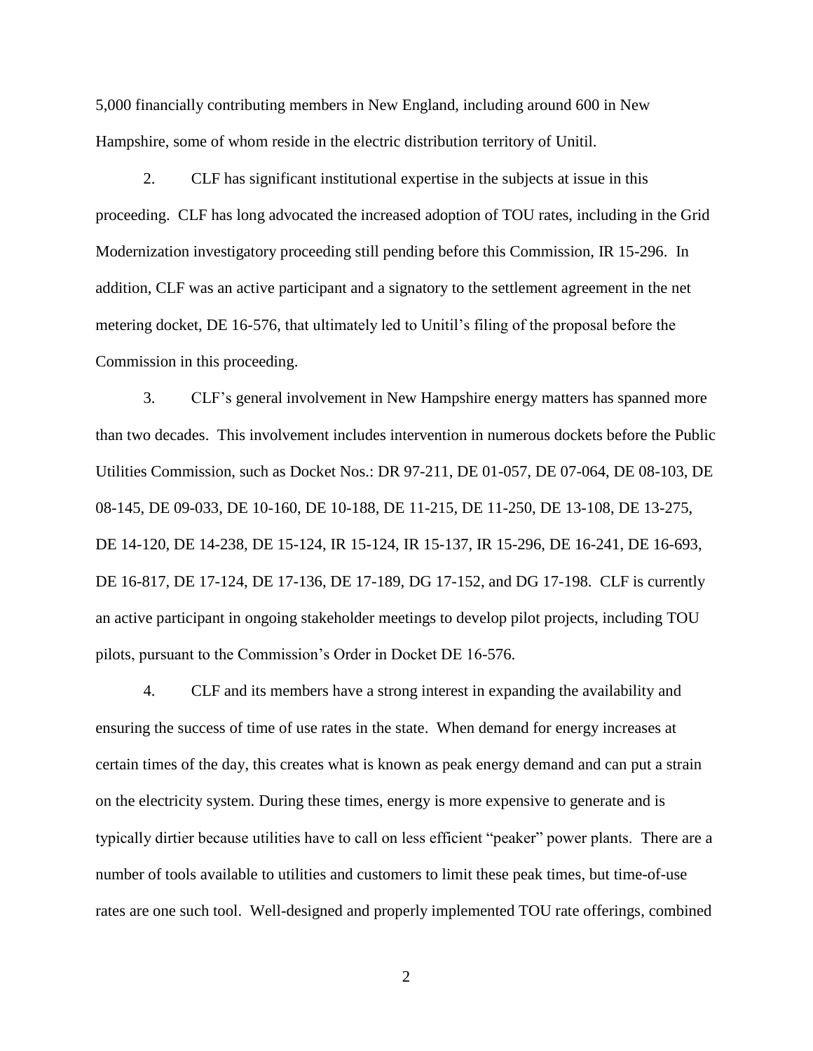5,000 financially contributing members in New England, including around 600 in New Hampshire, some of whom reside in the electric distribution territory of Unitil.

2. CLF has significant institutional expertise in the subjects at issue in this proceeding. CLF has long advocated the increased adoption of TOU rates, including in the Grid Modernization investigatory proceeding still pending before this Commission, IR 15-296. In addition, CLF was an active participant and a signatory to the settlement agreement in the net metering docket, DE 16-576, that ultimately led to Unitil's filing of the proposal before the Commission in this proceeding.

3. CLF's general involvement in New Hampshire energy matters has spanned more than two decades. This involvement includes intervention in numerous dockets before the Public Utilities Commission, such as Docket Nos.: DR 97-211, DE 01-057, DE 07-064, DE 08-103, DE 08-145, DE 09-033, DE 10-160, DE 10-188, DE 11-215, DE 11-250, DE 13-108, DE 13-275, DE 14-120, DE 14-238, DE 15-124, IR 15-124, IR 15-137, IR 15-296, DE 16-241, DE 16-693, DE 16-817, DE 17-124, DE 17-136, DE 17-189, DG 17-152, and DG 17-198. CLF is currently an active participant in ongoing stakeholder meetings to develop pilot projects, including TOU pilots, pursuant to the Commission's Order in Docket DE 16-576.

4. CLF and its members have a strong interest in expanding the availability and ensuring the success of time of use rates in the state. When demand for energy increases at certain times of the day, this creates what is known as peak energy demand and can put a strain on the electricity system. During these times, energy is more expensive to generate and is typically dirtier because utilities have to call on less efficient "peaker" power plants. There are a number of tools available to utilities and customers to limit these peak times, but time-of-use rates are one such tool. Well-designed and properly implemented TOU rate offerings, combined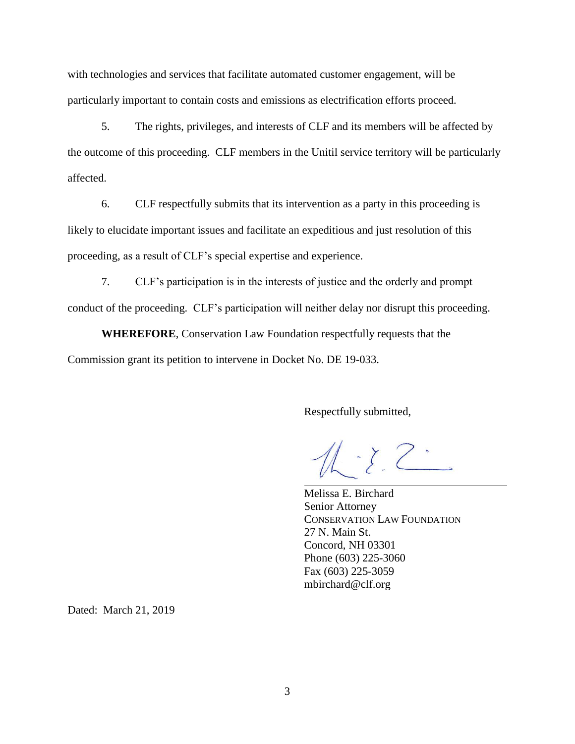with technologies and services that facilitate automated customer engagement, will be particularly important to contain costs and emissions as electrification efforts proceed.

5. The rights, privileges, and interests of CLF and its members will be affected by the outcome of this proceeding. CLF members in the Unitil service territory will be particularly affected.

6. CLF respectfully submits that its intervention as a party in this proceeding is likely to elucidate important issues and facilitate an expeditious and just resolution of this proceeding, as a result of CLF's special expertise and experience.

7. CLF's participation is in the interests of justice and the orderly and prompt conduct of the proceeding. CLF's participation will neither delay nor disrupt this proceeding.

**WHEREFORE**, Conservation Law Foundation respectfully requests that the Commission grant its petition to intervene in Docket No. DE 19-033.

Respectfully submitted,

Melissa E. Birchard
Senior Attorney
CONSERVATION LAW FOUNDATION
27 N. Main St.
Concord, NH 03301
Phone (603) 225-3060
Fax (603) 225-3059
mbirchard@clf.org

Dated: March 21, 2019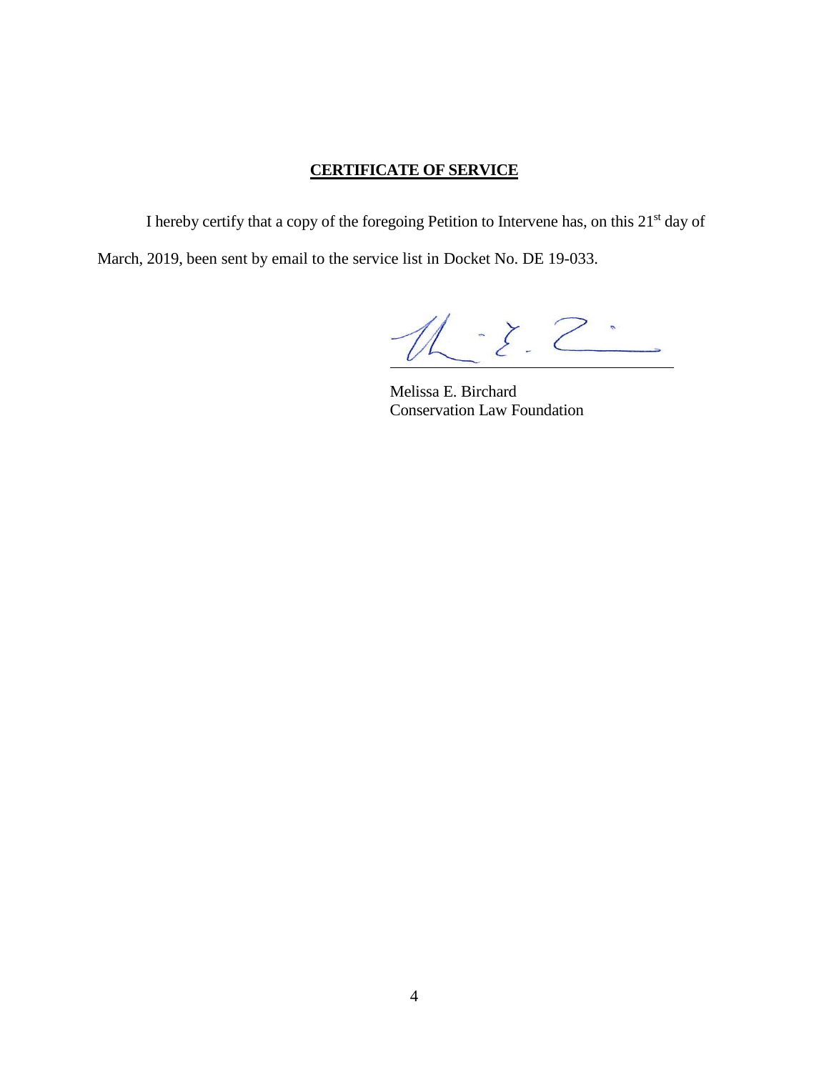**CERTIFICATE OF SERVICE**

I hereby certify that a copy of the foregoing Petition to Intervene has, on this 21st day of March, 2019, been sent by email to the service list in Docket No. DE 19-033.

Melissa E. Birchard
Conservation Law Foundation